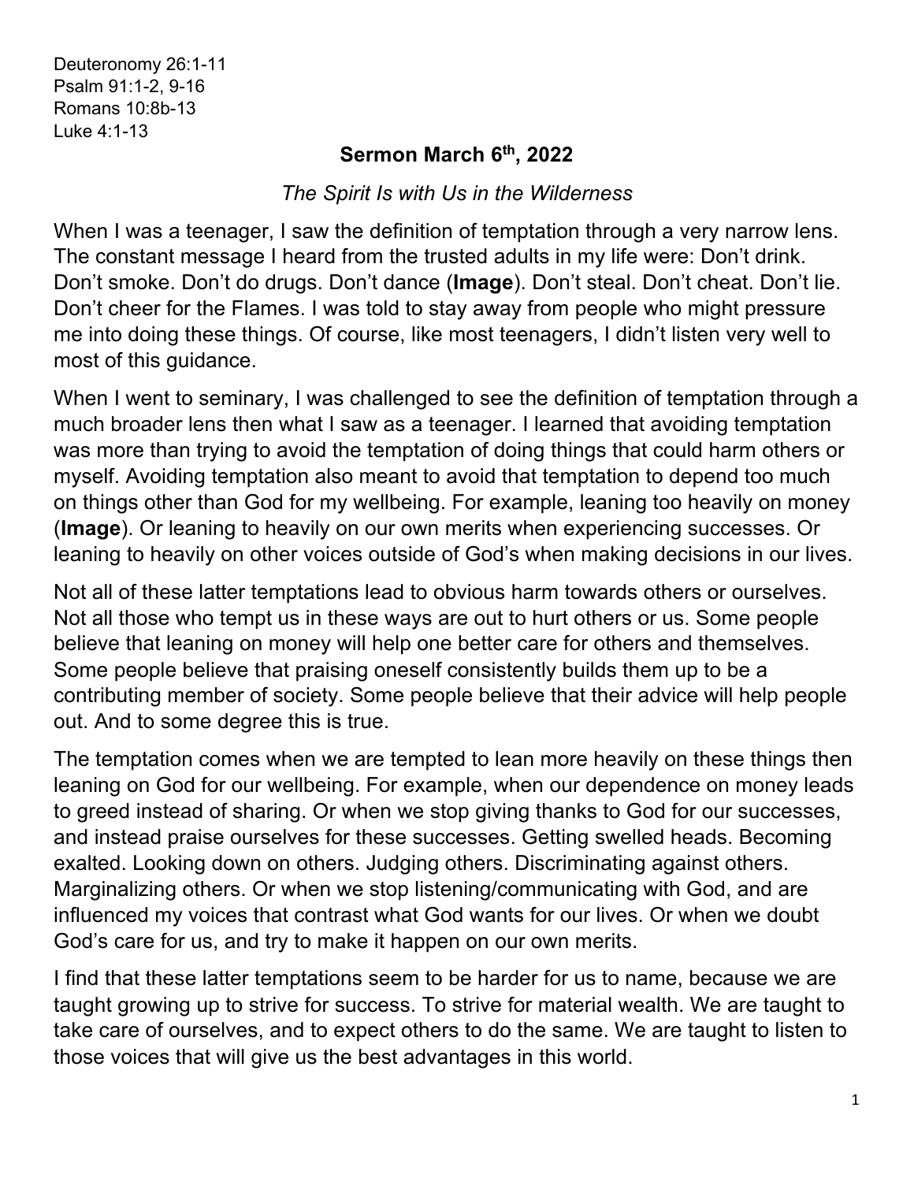Deuteronomy 26:1-11
Psalm 91:1-2, 9-16
Romans 10:8b-13
Luke 4:1-13

# Sermon March 6th, 2022

*The Spirit Is with Us in the Wilderness*

When I was a teenager, I saw the definition of temptation through a very narrow lens. The constant message I heard from the trusted adults in my life were: Don't drink. Don't smoke. Don't do drugs. Don't dance (**Image**). Don't steal. Don't cheat. Don't lie. Don't cheer for the Flames. I was told to stay away from people who might pressure me into doing these things. Of course, like most teenagers, I didn't listen very well to most of this guidance.

When I went to seminary, I was challenged to see the definition of temptation through a much broader lens then what I saw as a teenager. I learned that avoiding temptation was more than trying to avoid the temptation of doing things that could harm others or myself. Avoiding temptation also meant to avoid that temptation to depend too much on things other than God for my wellbeing. For example, leaning too heavily on money (**Image**). Or leaning to heavily on our own merits when experiencing successes. Or leaning to heavily on other voices outside of God's when making decisions in our lives.

Not all of these latter temptations lead to obvious harm towards others or ourselves. Not all those who tempt us in these ways are out to hurt others or us. Some people believe that leaning on money will help one better care for others and themselves. Some people believe that praising oneself consistently builds them up to be a contributing member of society. Some people believe that their advice will help people out. And to some degree this is true.

The temptation comes when we are tempted to lean more heavily on these things then leaning on God for our wellbeing. For example, when our dependence on money leads to greed instead of sharing. Or when we stop giving thanks to God for our successes, and instead praise ourselves for these successes. Getting swelled heads. Becoming exalted. Looking down on others. Judging others. Discriminating against others. Marginalizing others. Or when we stop listening/communicating with God, and are influenced my voices that contrast what God wants for our lives. Or when we doubt God's care for us, and try to make it happen on our own merits.

I find that these latter temptations seem to be harder for us to name, because we are taught growing up to strive for success. To strive for material wealth. We are taught to take care of ourselves, and to expect others to do the same. We are taught to listen to those voices that will give us the best advantages in this world.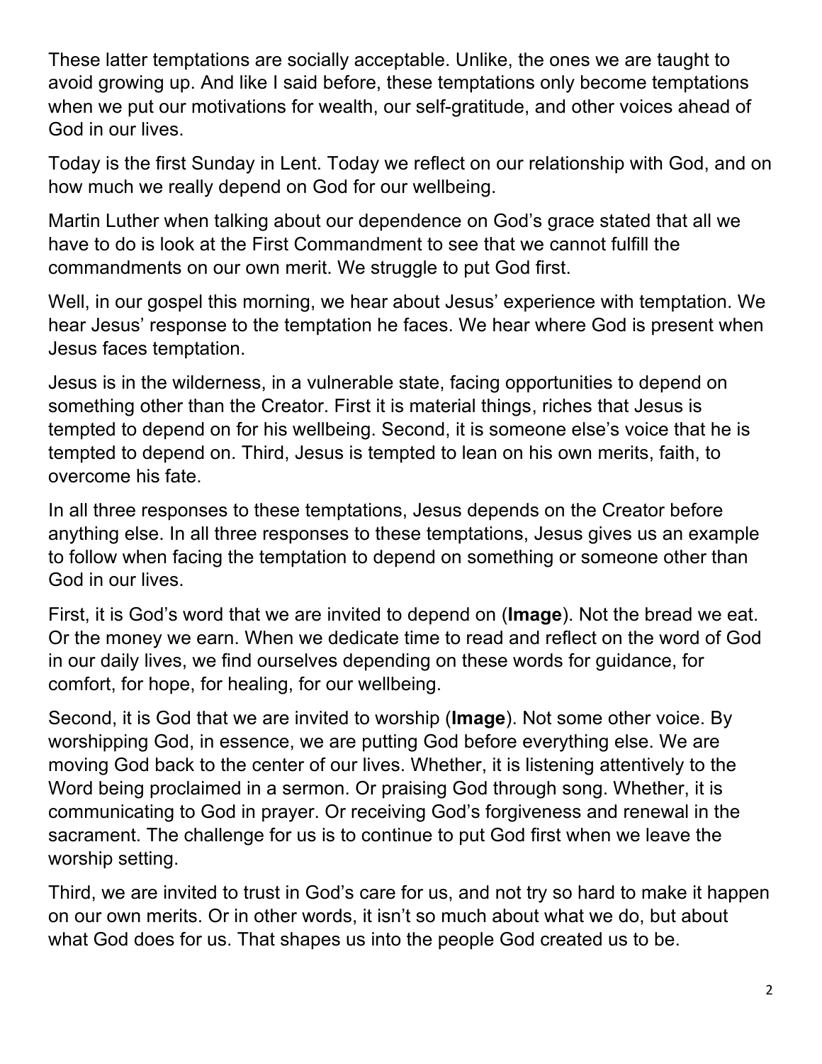These latter temptations are socially acceptable. Unlike, the ones we are taught to avoid growing up. And like I said before, these temptations only become temptations when we put our motivations for wealth, our self-gratitude, and other voices ahead of God in our lives.

Today is the first Sunday in Lent. Today we reflect on our relationship with God, and on how much we really depend on God for our wellbeing.

Martin Luther when talking about our dependence on God's grace stated that all we have to do is look at the First Commandment to see that we cannot fulfill the commandments on our own merit. We struggle to put God first.

Well, in our gospel this morning, we hear about Jesus' experience with temptation. We hear Jesus' response to the temptation he faces. We hear where God is present when Jesus faces temptation.

Jesus is in the wilderness, in a vulnerable state, facing opportunities to depend on something other than the Creator. First it is material things, riches that Jesus is tempted to depend on for his wellbeing. Second, it is someone else's voice that he is tempted to depend on. Third, Jesus is tempted to lean on his own merits, faith, to overcome his fate.

In all three responses to these temptations, Jesus depends on the Creator before anything else. In all three responses to these temptations, Jesus gives us an example to follow when facing the temptation to depend on something or someone other than God in our lives.

First, it is God's word that we are invited to depend on (**Image**). Not the bread we eat. Or the money we earn. When we dedicate time to read and reflect on the word of God in our daily lives, we find ourselves depending on these words for guidance, for comfort, for hope, for healing, for our wellbeing.

Second, it is God that we are invited to worship (**Image**). Not some other voice. By worshipping God, in essence, we are putting God before everything else. We are moving God back to the center of our lives. Whether, it is listening attentively to the Word being proclaimed in a sermon. Or praising God through song. Whether, it is communicating to God in prayer. Or receiving God's forgiveness and renewal in the sacrament. The challenge for us is to continue to put God first when we leave the worship setting.

Third, we are invited to trust in God's care for us, and not try so hard to make it happen on our own merits. Or in other words, it isn't so much about what we do, but about what God does for us. That shapes us into the people God created us to be.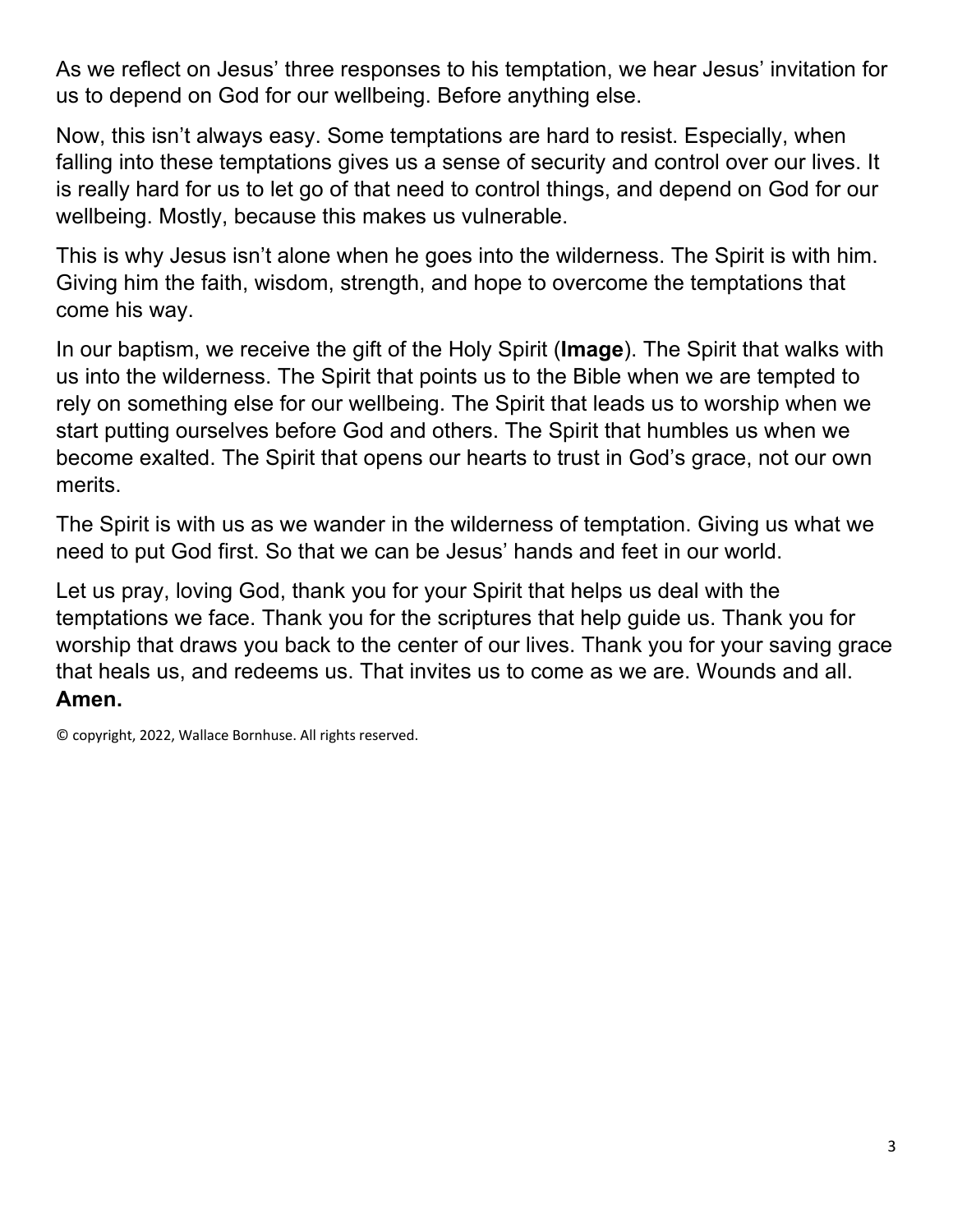As we reflect on Jesus' three responses to his temptation, we hear Jesus' invitation for us to depend on God for our wellbeing. Before anything else.

Now, this isn't always easy. Some temptations are hard to resist. Especially, when falling into these temptations gives us a sense of security and control over our lives. It is really hard for us to let go of that need to control things, and depend on God for our wellbeing. Mostly, because this makes us vulnerable.

This is why Jesus isn't alone when he goes into the wilderness. The Spirit is with him. Giving him the faith, wisdom, strength, and hope to overcome the temptations that come his way.

In our baptism, we receive the gift of the Holy Spirit (**Image**). The Spirit that walks with us into the wilderness. The Spirit that points us to the Bible when we are tempted to rely on something else for our wellbeing. The Spirit that leads us to worship when we start putting ourselves before God and others. The Spirit that humbles us when we become exalted. The Spirit that opens our hearts to trust in God's grace, not our own merits.

The Spirit is with us as we wander in the wilderness of temptation. Giving us what we need to put God first. So that we can be Jesus' hands and feet in our world.

Let us pray, loving God, thank you for your Spirit that helps us deal with the temptations we face. Thank you for the scriptures that help guide us. Thank you for worship that draws you back to the center of our lives. Thank you for your saving grace that heals us, and redeems us. That invites us to come as we are. Wounds and all. **Amen.**

© copyright, 2022, Wallace Bornhuse. All rights reserved.